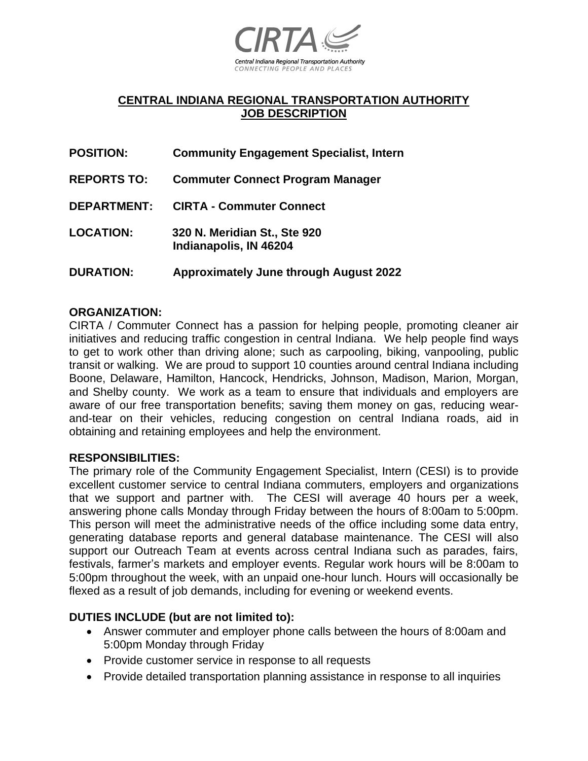CIRTA
Central Indiana Regional Transportation Authority
CONNECTING PEOPLE AND PLACES

# CENTRAL INDIANA REGIONAL TRANSPORTATION AUTHORITY
# JOB DESCRIPTION

**POSITION:** **Community Engagement Specialist, Intern**

**REPORTS TO:** **Commuter Connect Program Manager**

**DEPARTMENT:** **CIRTA - Commuter Connect**

**LOCATION:** **320 N. Meridian St., Ste 920**
**Indianapolis, IN 46204**

**DURATION:** **Approximately June through August 2022**

## ORGANIZATION:

CIRTA / Commuter Connect has a passion for helping people, promoting cleaner air initiatives and reducing traffic congestion in central Indiana. We help people find ways to get to work other than driving alone; such as carpooling, biking, vanpooling, public transit or walking. We are proud to support 10 counties around central Indiana including Boone, Delaware, Hamilton, Hancock, Hendricks, Johnson, Madison, Marion, Morgan, and Shelby county. We work as a team to ensure that individuals and employers are aware of our free transportation benefits; saving them money on gas, reducing wear-and-tear on their vehicles, reducing congestion on central Indiana roads, aid in obtaining and retaining employees and help the environment.

## RESPONSIBILITIES:

The primary role of the Community Engagement Specialist, Intern (CESI) is to provide excellent customer service to central Indiana commuters, employers and organizations that we support and partner with. The CESI will average 40 hours per a week, answering phone calls Monday through Friday between the hours of 8:00am to 5:00pm. This person will meet the administrative needs of the office including some data entry, generating database reports and general database maintenance. The CESI will also support our Outreach Team at events across central Indiana such as parades, fairs, festivals, farmer's markets and employer events. Regular work hours will be 8:00am to 5:00pm throughout the week, with an unpaid one-hour lunch. Hours will occasionally be flexed as a result of job demands, including for evening or weekend events.

## DUTIES INCLUDE (but are not limited to):

- Answer commuter and employer phone calls between the hours of 8:00am and 5:00pm Monday through Friday
- Provide customer service in response to all requests
- Provide detailed transportation planning assistance in response to all inquiries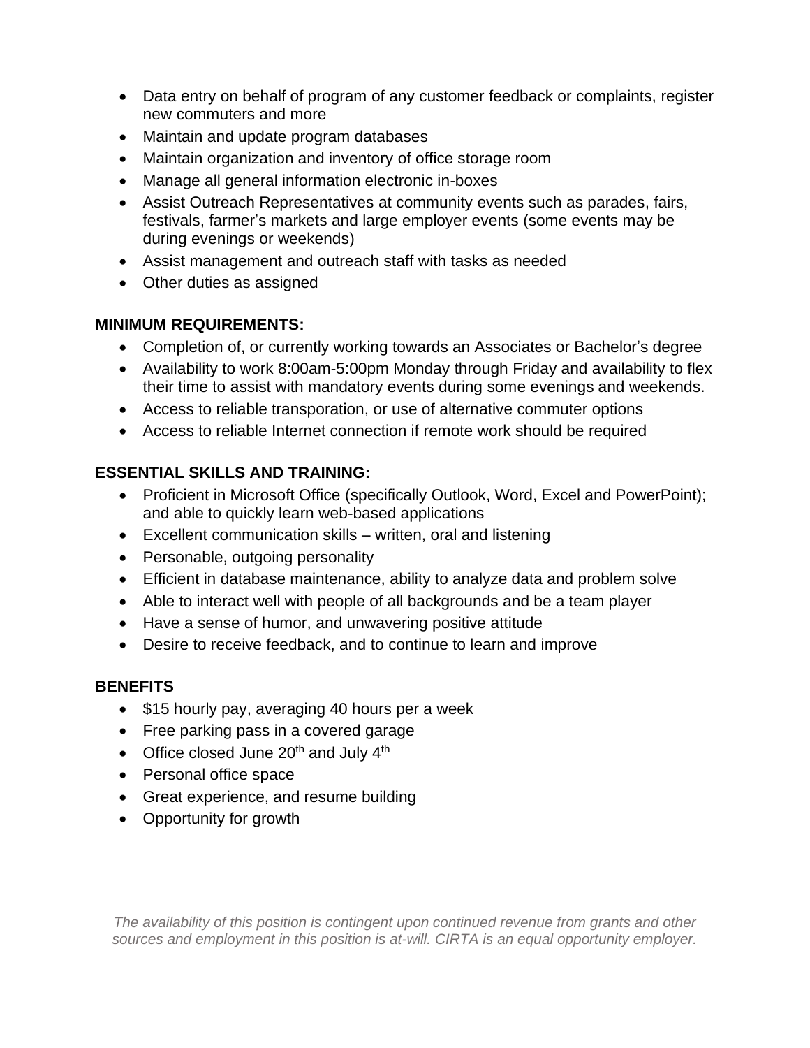- Data entry on behalf of program of any customer feedback or complaints, register new commuters and more
- Maintain and update program databases
- Maintain organization and inventory of office storage room
- Manage all general information electronic in-boxes
- Assist Outreach Representatives at community events such as parades, fairs, festivals, farmer's markets and large employer events (some events may be during evenings or weekends)
- Assist management and outreach staff with tasks as needed
- Other duties as assigned

**MINIMUM REQUIREMENTS:**

- Completion of, or currently working towards an Associates or Bachelor's degree
- Availability to work 8:00am-5:00pm Monday through Friday and availability to flex their time to assist with mandatory events during some evenings and weekends.
- Access to reliable transporation, or use of alternative commuter options
- Access to reliable Internet connection if remote work should be required

**ESSENTIAL SKILLS AND TRAINING:**

- Proficient in Microsoft Office (specifically Outlook, Word, Excel and PowerPoint); and able to quickly learn web-based applications
- Excellent communication skills – written, oral and listening
- Personable, outgoing personality
- Efficient in database maintenance, ability to analyze data and problem solve
- Able to interact well with people of all backgrounds and be a team player
- Have a sense of humor, and unwavering positive attitude
- Desire to receive feedback, and to continue to learn and improve

**BENEFITS**

- $15 hourly pay, averaging 40 hours per a week
- Free parking pass in a covered garage
- Office closed June 20th and July 4th
- Personal office space
- Great experience, and resume building
- Opportunity for growth

*The availability of this position is contingent upon continued revenue from grants and other sources and employment in this position is at-will. CIRTA is an equal opportunity employer.*